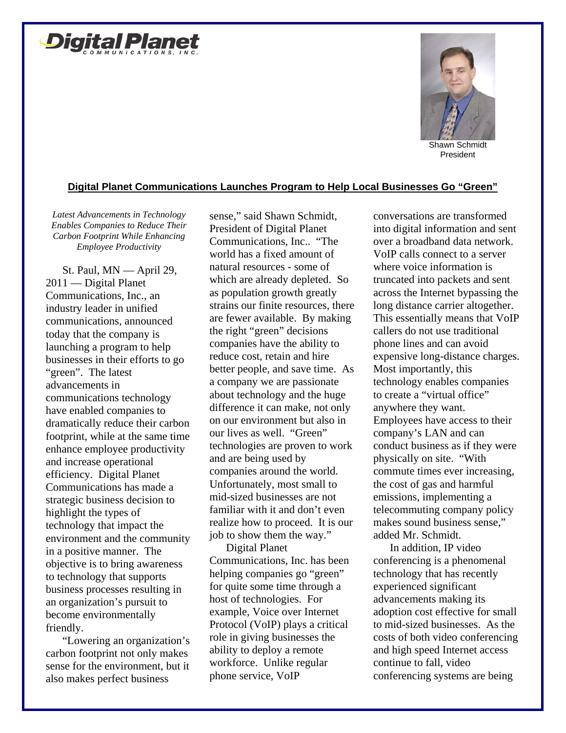Digital Planet Communications, Inc.

Shawn Schmidt
President

## Digital Planet Communications Launches Program to Help Local Businesses Go "Green"

*Latest Advancements in Technology Enables Companies to Reduce Their Carbon Footprint While Enhancing Employee Productivity*

St. Paul, MN — April 29, 2011 — Digital Planet Communications, Inc., an industry leader in unified communications, announced today that the company is launching a program to help businesses in their efforts to go "green". The latest advancements in communications technology have enabled companies to dramatically reduce their carbon footprint, while at the same time enhance employee productivity and increase operational efficiency. Digital Planet Communications has made a strategic business decision to highlight the types of technology that impact the environment and the community in a positive manner. The objective is to bring awareness to technology that supports business processes resulting in an organization's pursuit to become environmentally friendly.

"Lowering an organization's carbon footprint not only makes sense for the environment, but it also makes perfect business sense," said Shawn Schmidt, President of Digital Planet Communications, Inc.. "The world has a fixed amount of natural resources - some of which are already depleted. So as population growth greatly strains our finite resources, there are fewer available. By making the right "green" decisions companies have the ability to reduce cost, retain and hire better people, and save time. As a company we are passionate about technology and the huge difference it can make, not only on our environment but also in our lives as well. "Green" technologies are proven to work and are being used by companies around the world. Unfortunately, most small to mid-sized businesses are not familiar with it and don't even realize how to proceed. It is our job to show them the way."

Digital Planet Communications, Inc. has been helping companies go "green" for quite some time through a host of technologies. For example, Voice over Internet Protocol (VoIP) plays a critical role in giving businesses the ability to deploy a remote workforce. Unlike regular phone service, VoIP conversations are transformed into digital information and sent over a broadband data network. VoIP calls connect to a server where voice information is truncated into packets and sent across the Internet bypassing the long distance carrier altogether. This essentially means that VoIP callers do not use traditional phone lines and can avoid expensive long-distance charges. Most importantly, this technology enables companies to create a "virtual office" anywhere they want. Employees have access to their company's LAN and can conduct business as if they were physically on site. "With commute times ever increasing, the cost of gas and harmful emissions, implementing a telecommuting company policy makes sound business sense," added Mr. Schmidt.

In addition, IP video conferencing is a phenomenal technology that has recently experienced significant advancements making its adoption cost effective for small to mid-sized businesses. As the costs of both video conferencing and high speed Internet access continue to fall, video conferencing systems are being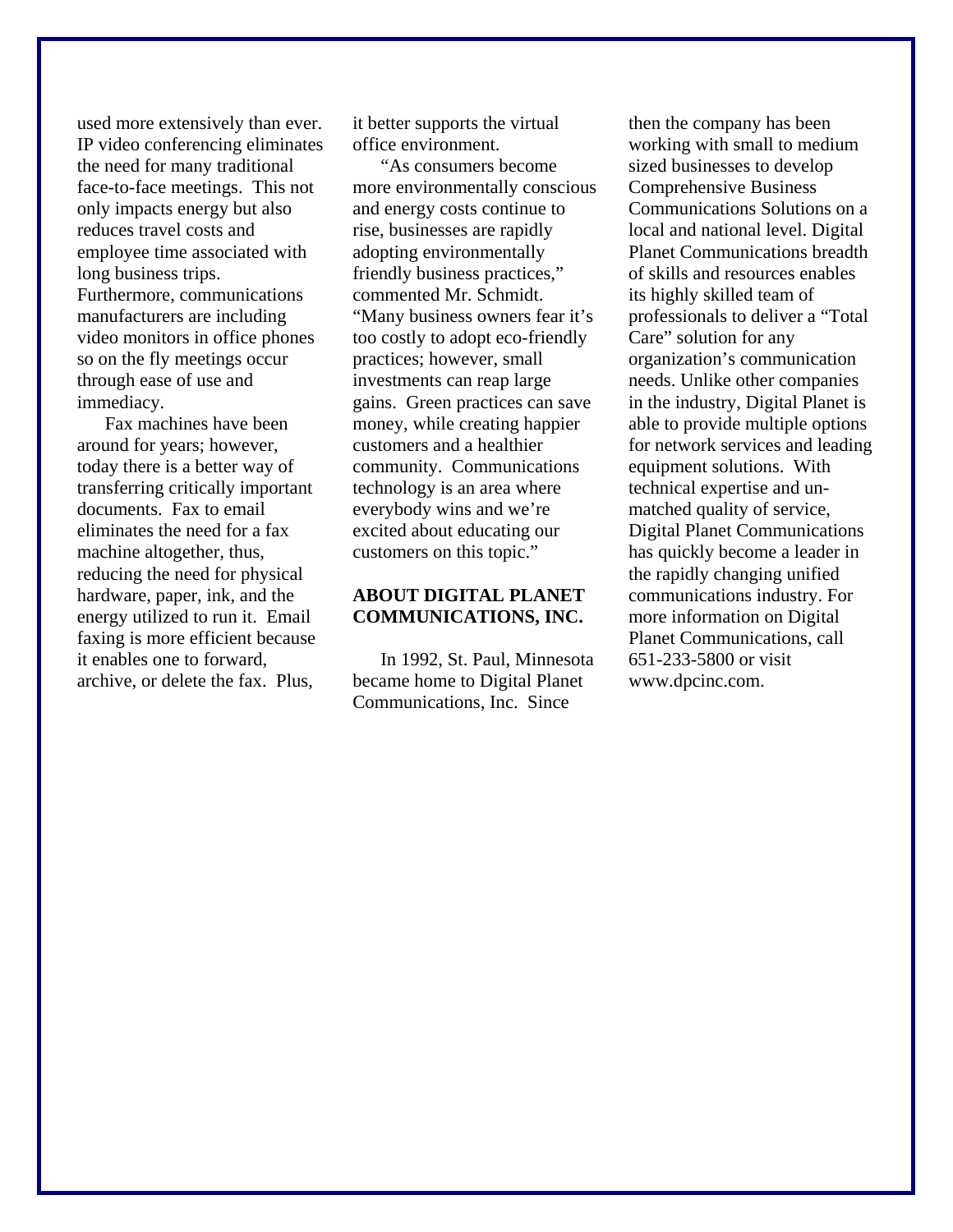used more extensively than ever. IP video conferencing eliminates the need for many traditional face-to-face meetings. This not only impacts energy but also reduces travel costs and employee time associated with long business trips. Furthermore, communications manufacturers are including video monitors in office phones so on the fly meetings occur through ease of use and immediacy.

Fax machines have been around for years; however, today there is a better way of transferring critically important documents. Fax to email eliminates the need for a fax machine altogether, thus, reducing the need for physical hardware, paper, ink, and the energy utilized to run it. Email faxing is more efficient because it enables one to forward, archive, or delete the fax. Plus, it better supports the virtual office environment.

"As consumers become more environmentally conscious and energy costs continue to rise, businesses are rapidly adopting environmentally friendly business practices," commented Mr. Schmidt. "Many business owners fear it's too costly to adopt eco-friendly practices; however, small investments can reap large gains. Green practices can save money, while creating happier customers and a healthier community. Communications technology is an area where everybody wins and we're excited about educating our customers on this topic."

**ABOUT DIGITAL PLANET COMMUNICATIONS, INC.**

In 1992, St. Paul, Minnesota became home to Digital Planet Communications, Inc. Since then the company has been working with small to medium sized businesses to develop Comprehensive Business Communications Solutions on a local and national level. Digital Planet Communications breadth of skills and resources enables its highly skilled team of professionals to deliver a "Total Care" solution for any organization's communication needs. Unlike other companies in the industry, Digital Planet is able to provide multiple options for network services and leading equipment solutions. With technical expertise and un-matched quality of service, Digital Planet Communications has quickly become a leader in the rapidly changing unified communications industry. For more information on Digital Planet Communications, call 651-233-5800 or visit www.dpcinc.com.